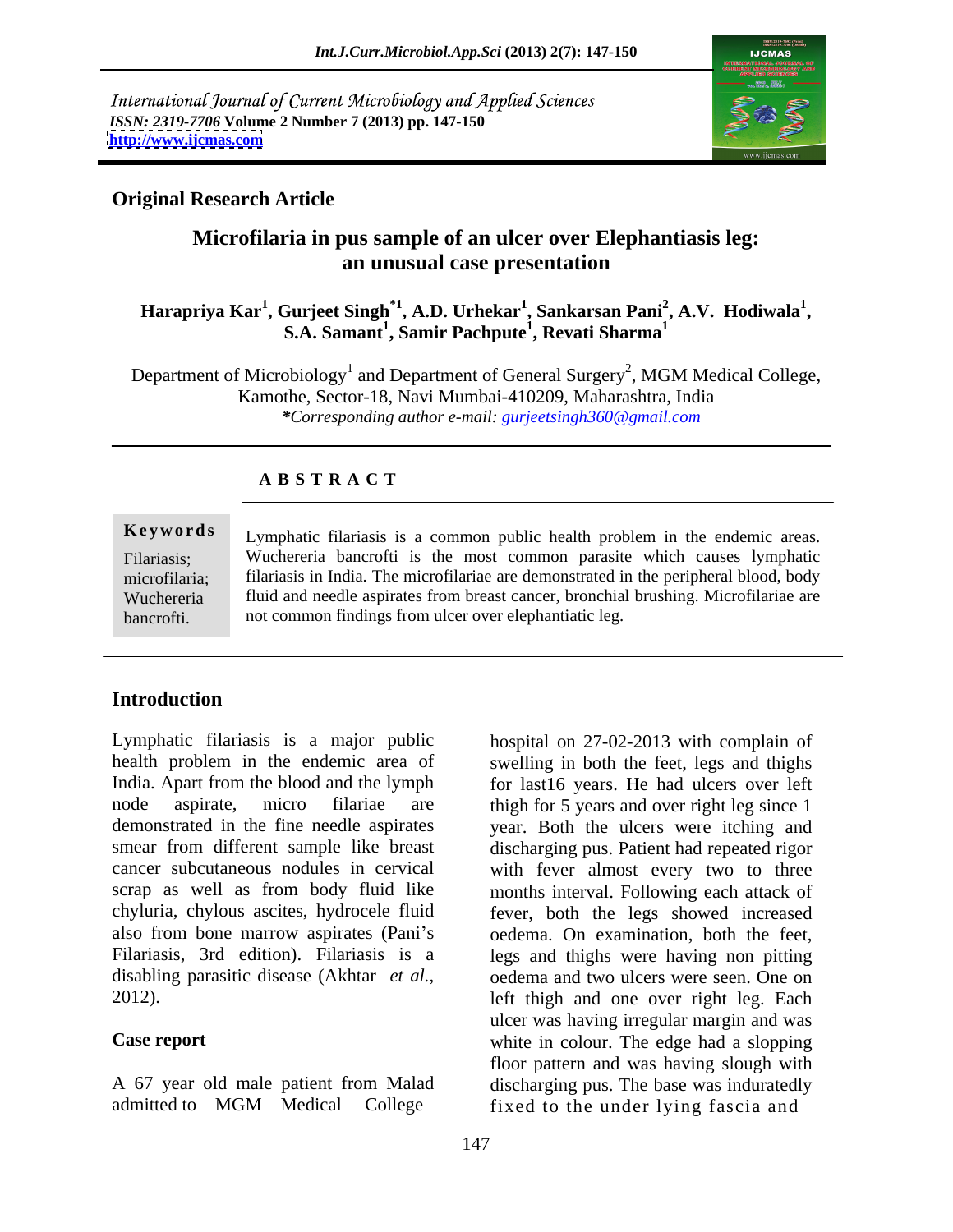International Journal of Current Microbiology and Applied Sciences
*ISSN: 2319-7706* **Volume 2 Number 7 (2013) pp. 147-150**
**http://www.ijcmas.com**

**Original Research Article**

# Microfilaria in pus sample of an ulcer over Elephantiasis leg: an unusual case presentation

**Harapriya Kar[1], Gurjeet Singh[*1], A.D. Urhekar[1], Sankarsan Pani[2], A.V. Hodiwala[1], S.A. Samant[1], Samir Pachpute[1], Revati Sharma[1]**

Department of Microbiology[1] and Department of General Surgery[2], MGM Medical College, Kamothe, Sector-18, Navi Mumbai-410209, Maharashtra, India
*\*Corresponding author e-mail: gurjeetsingh360@gmail.com*

## ABSTRACT

**Keywords**

Filariasis; microfilaria; Wuchereria bancrofti.

Lymphatic filariasis is a common public health problem in the endemic areas. Wuchereria bancrofti is the most common parasite which causes lymphatic filariasis in India. The microfilariae are demonstrated in the peripheral blood, body fluid and needle aspirates from breast cancer, bronchial brushing. Microfilariae are not common findings from ulcer over elephantiatic leg.

## Introduction

Lymphatic filariasis is a major public health problem in the endemic area of India. Apart from the blood and the lymph node aspirate, micro filariae are demonstrated in the fine needle aspirates smear from different sample like breast cancer subcutaneous nodules in cervical scrap as well as from body fluid like chyluria, chylous ascites, hydrocele fluid also from bone marrow aspirates (Pani's Filariasis, 3rd edition). Filariasis is a disabling parasitic disease (Akhtar *et al.,* 2012).

## Case report

A 67 year old male patient from Malad admitted to MGM Medical College hospital on 27-02-2013 with complain of swelling in both the feet, legs and thighs for last16 years. He had ulcers over left thigh for 5 years and over right leg since 1 year. Both the ulcers were itching and discharging pus. Patient had repeated rigor with fever almost every two to three months interval. Following each attack of fever, both the legs showed increased oedema. On examination, both the feet, legs and thighs were having non pitting oedema and two ulcers were seen. One on left thigh and one over right leg. Each ulcer was having irregular margin and was white in colour. The edge had a slopping floor pattern and was having slough with discharging pus. The base was induratedly fixed to the under lying fascia and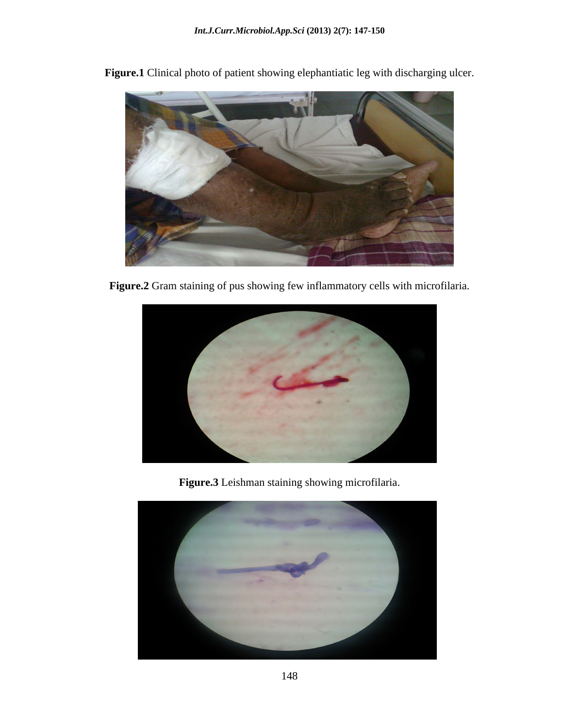**Figure.1** Clinical photo of patient showing elephantiatic leg with discharging ulcer.

**Figure.2** Gram staining of pus showing few inflammatory cells with microfilaria.

**Figure.3** Leishman staining showing microfilaria.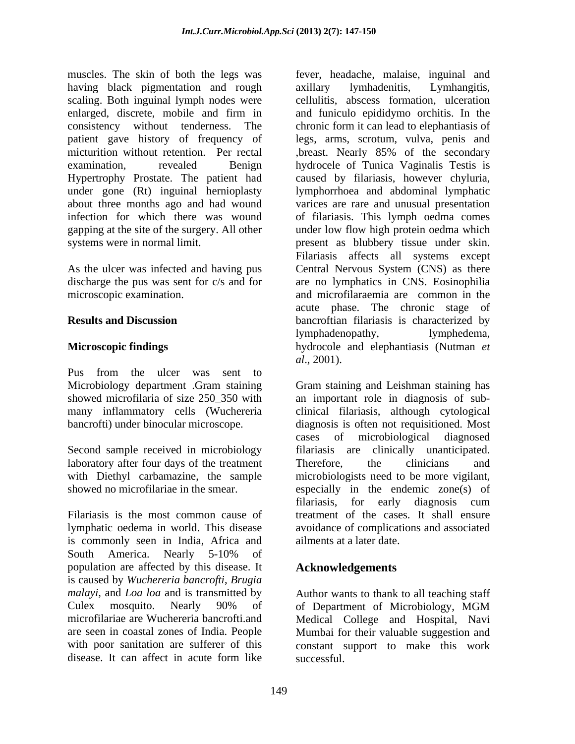muscles. The skin of both the legs was having black pigmentation and rough scaling. Both inguinal lymph nodes were enlarged, discrete, mobile and firm in consistency without tenderness. The patient gave history of frequency of micturition without retention. Per rectal examination, revealed Benign Hypertrophy Prostate. The patient had under gone (Rt) inguinal hernioplasty about three months ago and had wound infection for which there was wound gapping at the site of the surgery. All other systems were in normal limit.

As the ulcer was infected and having pus discharge the pus was sent for c/s and for microscopic examination.

## Results and Discussion

### Microscopic findings

Pus from the ulcer was sent to Microbiology department .Gram staining showed microfilaria of size 250_350 with many inflammatory cells (Wuchereria bancrofti) under binocular microscope.

Second sample received in microbiology laboratory after four days of the treatment with Diethyl carbamazine, the sample showed no microfilariae in the smear.

Filariasis is the most common cause of lymphatic oedema in world. This disease is commonly seen in India, Africa and South America. Nearly 5-10% of population are affected by this disease. It is caused by *Wuchereria bancrofti*, *Brugia malayi*, and *Loa loa* and is transmitted by Culex mosquito. Nearly 90% of microfilariae are Wuchereria bancrofti.and are seen in coastal zones of India. People with poor sanitation are sufferer of this disease. It can affect in acute form like fever, headache, malaise, inguinal and axillary lymhadenitis, Lymhangitis, cellulitis, abscess formation, ulceration and funiculo epididymo orchitis. In the chronic form it can lead to elephantiasis of legs, arms, scrotum, vulva, penis and ,breast. Nearly 85% of the secondary hydrocele of Tunica Vaginalis Testis is caused by filariasis, however chyluria, lymphorrhoea and abdominal lymphatic varices are rare and unusual presentation of filariasis. This lymph oedma comes under low flow high protein oedma which present as blubbery tissue under skin. Filariasis affects all systems except Central Nervous System (CNS) as there are no lymphatics in CNS. Eosinophilia and microfilaraemia are common in the acute phase. The chronic stage of bancroftian filariasis is characterized by lymphadenopathy, lymphedema, hydrocole and elephantiasis (Nutman *et al*., 2001).

Gram staining and Leishman staining has an important role in diagnosis of sub-clinical filariasis, although cytological diagnosis is often not requisitioned. Most cases of microbiological diagnosed filariasis are clinically unanticipated. Therefore, the clinicians and microbiologists need to be more vigilant, especially in the endemic zone(s) of filariasis, for early diagnosis cum treatment of the cases. It shall ensure avoidance of complications and associated ailments at a later date.

## Acknowledgements

Author wants to thank to all teaching staff of Department of Microbiology, MGM Medical College and Hospital, Navi Mumbai for their valuable suggestion and constant support to make this work successful.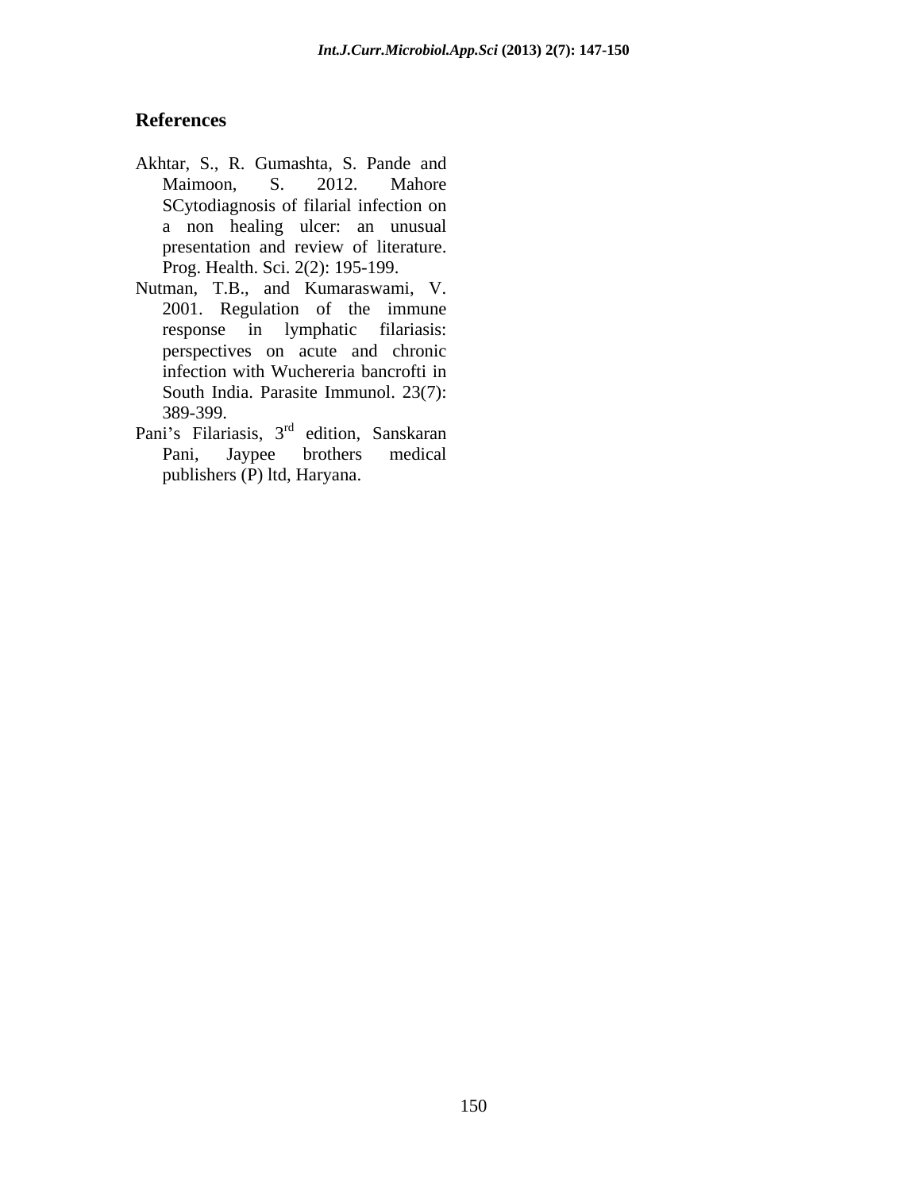## References

Akhtar, S., R. Gumashta, S. Pande and Maimoon, S. 2012. Mahore SCytodiagnosis of filarial infection on a non healing ulcer: an unusual presentation and review of literature. Prog. Health. Sci. 2(2): 195-199.

Nutman, T.B., and Kumaraswami, V. 2001. Regulation of the immune response in lymphatic filariasis: perspectives on acute and chronic infection with Wuchereria bancrofti in South India. Parasite Immunol. 23(7): 389-399.

Pani's Filariasis, 3rd edition, Sanskaran Pani, Jaypee brothers medical publishers (P) ltd, Haryana.